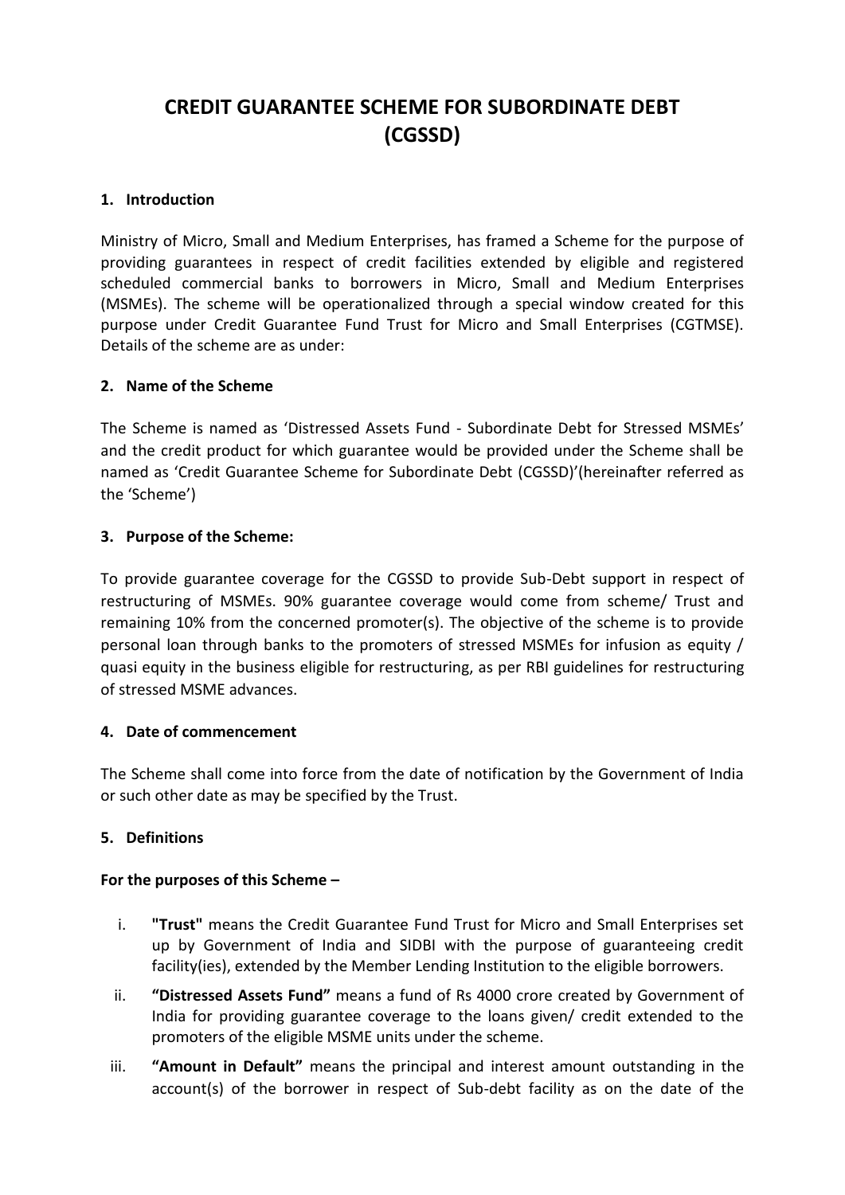# CREDIT GUARANTEE SCHEME FOR SUBORDINATE DEBT (CGSSD)

## 1. Introduction

Ministry of Micro, Small and Medium Enterprises, has framed a Scheme for the purpose of providing guarantees in respect of credit facilities extended by eligible and registered scheduled commercial banks to borrowers in Micro, Small and Medium Enterprises (MSMEs). The scheme will be operationalized through a special window created for this purpose under Credit Guarantee Fund Trust for Micro and Small Enterprises (CGTMSE). Details of the scheme are as under:

## 2. Name of the Scheme

The Scheme is named as 'Distressed Assets Fund - Subordinate Debt for Stressed MSMEs' and the credit product for which guarantee would be provided under the Scheme shall be named as 'Credit Guarantee Scheme for Subordinate Debt (CGSSD)'(hereinafter referred as the 'Scheme')

## 3. Purpose of the Scheme:

To provide guarantee coverage for the CGSSD to provide Sub-Debt support in respect of restructuring of MSMEs. 90% guarantee coverage would come from scheme/ Trust and remaining 10% from the concerned promoter(s). The objective of the scheme is to provide personal loan through banks to the promoters of stressed MSMEs for infusion as equity / quasi equity in the business eligible for restructuring, as per RBI guidelines for restructuring of stressed MSME advances.

## 4. Date of commencement

The Scheme shall come into force from the date of notification by the Government of India or such other date as may be specified by the Trust.

## 5. Definitions

**For the purposes of this Scheme –**

i. **"Trust"** means the Credit Guarantee Fund Trust for Micro and Small Enterprises set up by Government of India and SIDBI with the purpose of guaranteeing credit facility(ies), extended by the Member Lending Institution to the eligible borrowers.

ii. **"Distressed Assets Fund"** means a fund of Rs 4000 crore created by Government of India for providing guarantee coverage to the loans given/ credit extended to the promoters of the eligible MSME units under the scheme.

iii. **"Amount in Default"** means the principal and interest amount outstanding in the account(s) of the borrower in respect of Sub-debt facility as on the date of the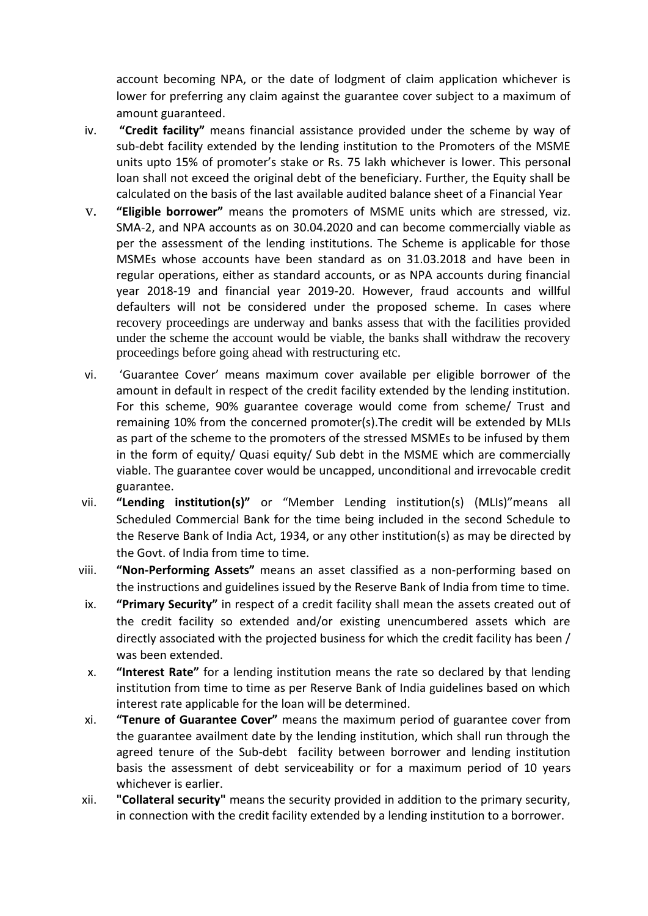account becoming NPA, or the date of lodgment of claim application whichever is lower for preferring any claim against the guarantee cover subject to a maximum of amount guaranteed.

iv. **"Credit facility"** means financial assistance provided under the scheme by way of sub-debt facility extended by the lending institution to the Promoters of the MSME units upto 15% of promoter's stake or Rs. 75 lakh whichever is lower. This personal loan shall not exceed the original debt of the beneficiary. Further, the Equity shall be calculated on the basis of the last available audited balance sheet of a Financial Year

v. **"Eligible borrower"** means the promoters of MSME units which are stressed, viz. SMA-2, and NPA accounts as on 30.04.2020 and can become commercially viable as per the assessment of the lending institutions. The Scheme is applicable for those MSMEs whose accounts have been standard as on 31.03.2018 and have been in regular operations, either as standard accounts, or as NPA accounts during financial year 2018-19 and financial year 2019-20. However, fraud accounts and willful defaulters will not be considered under the proposed scheme. In cases where recovery proceedings are underway and banks assess that with the facilities provided under the scheme the account would be viable, the banks shall withdraw the recovery proceedings before going ahead with restructuring etc.

vi. 'Guarantee Cover' means maximum cover available per eligible borrower of the amount in default in respect of the credit facility extended by the lending institution. For this scheme, 90% guarantee coverage would come from scheme/ Trust and remaining 10% from the concerned promoter(s).The credit will be extended by MLIs as part of the scheme to the promoters of the stressed MSMEs to be infused by them in the form of equity/ Quasi equity/ Sub debt in the MSME which are commercially viable. The guarantee cover would be uncapped, unconditional and irrevocable credit guarantee.

vii. **"Lending institution(s)"** or "Member Lending institution(s) (MLIs)"means all Scheduled Commercial Bank for the time being included in the second Schedule to the Reserve Bank of India Act, 1934, or any other institution(s) as may be directed by the Govt. of India from time to time.

viii. **"Non-Performing Assets"** means an asset classified as a non-performing based on the instructions and guidelines issued by the Reserve Bank of India from time to time.

ix. **"Primary Security"** in respect of a credit facility shall mean the assets created out of the credit facility so extended and/or existing unencumbered assets which are directly associated with the projected business for which the credit facility has been / was been extended.

x. **"Interest Rate"** for a lending institution means the rate so declared by that lending institution from time to time as per Reserve Bank of India guidelines based on which interest rate applicable for the loan will be determined.

xi. **"Tenure of Guarantee Cover"** means the maximum period of guarantee cover from the guarantee availment date by the lending institution, which shall run through the agreed tenure of the Sub-debt facility between borrower and lending institution basis the assessment of debt serviceability or for a maximum period of 10 years whichever is earlier.

xii. **"Collateral security"** means the security provided in addition to the primary security, in connection with the credit facility extended by a lending institution to a borrower.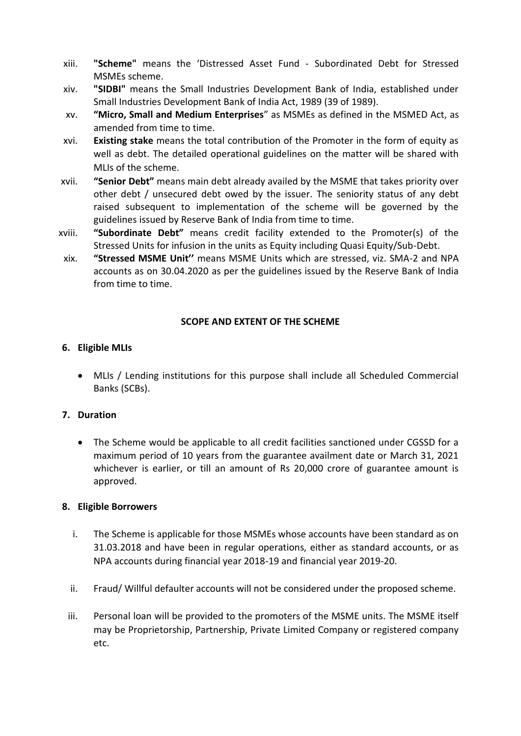xiii. **"Scheme"** means the 'Distressed Asset Fund - Subordinated Debt for Stressed MSMEs scheme.

xiv. **"SIDBI"** means the Small Industries Development Bank of India, established under Small Industries Development Bank of India Act, 1989 (39 of 1989).

xv. **"Micro, Small and Medium Enterprises**" as MSMEs as defined in the MSMED Act, as amended from time to time.

xvi. **Existing stake** means the total contribution of the Promoter in the form of equity as well as debt. The detailed operational guidelines on the matter will be shared with MLIs of the scheme.

xvii. **"Senior Debt"** means main debt already availed by the MSME that takes priority over other debt / unsecured debt owed by the issuer. The seniority status of any debt raised subsequent to implementation of the scheme will be governed by the guidelines issued by Reserve Bank of India from time to time.

xviii. **"Subordinate Debt"** means credit facility extended to the Promoter(s) of the Stressed Units for infusion in the units as Equity including Quasi Equity/Sub-Debt.

xix. **"Stressed MSME Unit''** means MSME Units which are stressed, viz. SMA-2 and NPA accounts as on 30.04.2020 as per the guidelines issued by the Reserve Bank of India from time to time.

## SCOPE AND EXTENT OF THE SCHEME

### 6. Eligible MLIs

- MLIs / Lending institutions for this purpose shall include all Scheduled Commercial Banks (SCBs).

### 7. Duration

- The Scheme would be applicable to all credit facilities sanctioned under CGSSD for a maximum period of 10 years from the guarantee availment date or March 31, 2021 whichever is earlier, or till an amount of Rs 20,000 crore of guarantee amount is approved.

### 8. Eligible Borrowers

i. The Scheme is applicable for those MSMEs whose accounts have been standard as on 31.03.2018 and have been in regular operations, either as standard accounts, or as NPA accounts during financial year 2018-19 and financial year 2019-20.

ii. Fraud/ Willful defaulter accounts will not be considered under the proposed scheme.

iii. Personal loan will be provided to the promoters of the MSME units. The MSME itself may be Proprietorship, Partnership, Private Limited Company or registered company etc.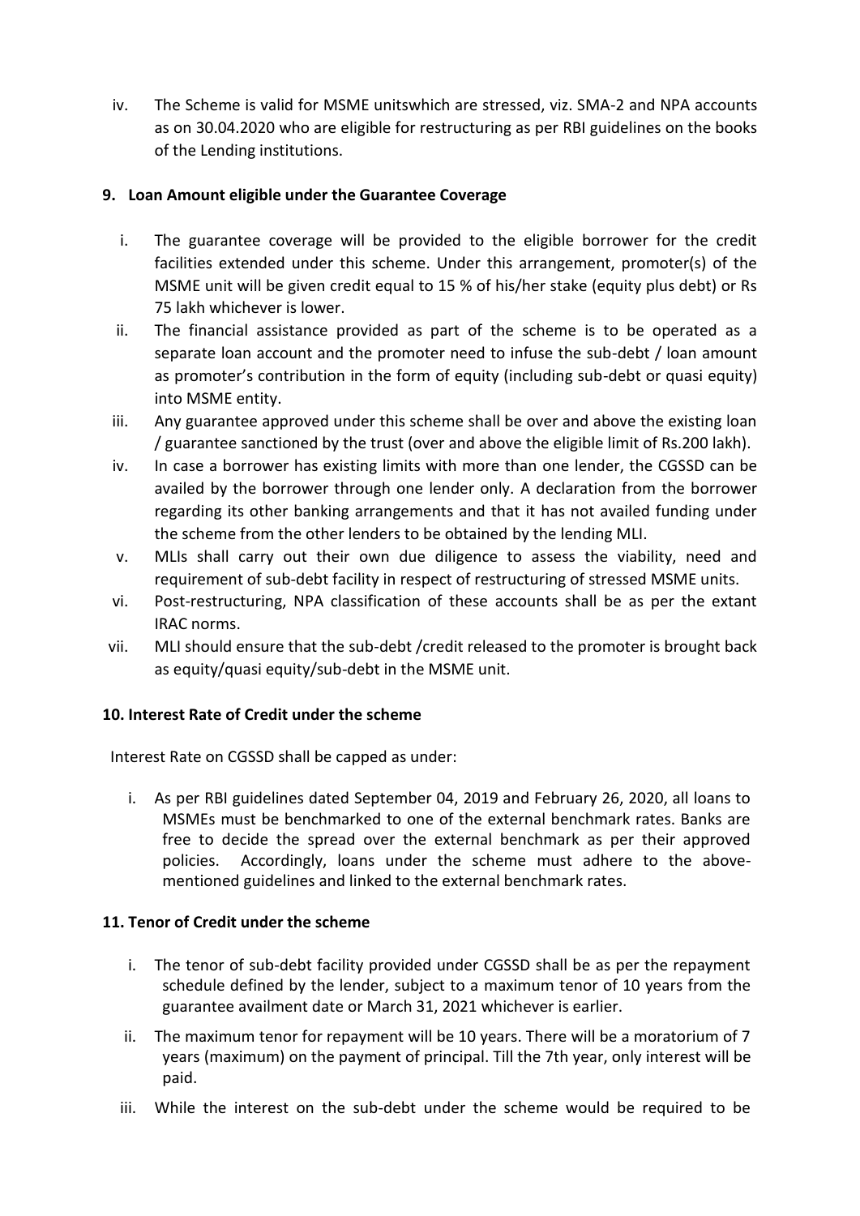iv. The Scheme is valid for MSME unitswhich are stressed, viz. SMA-2 and NPA accounts as on 30.04.2020 who are eligible for restructuring as per RBI guidelines on the books of the Lending institutions.

## 9. Loan Amount eligible under the Guarantee Coverage

i. The guarantee coverage will be provided to the eligible borrower for the credit facilities extended under this scheme. Under this arrangement, promoter(s) of the MSME unit will be given credit equal to 15 % of his/her stake (equity plus debt) or Rs 75 lakh whichever is lower.

ii. The financial assistance provided as part of the scheme is to be operated as a separate loan account and the promoter need to infuse the sub-debt / loan amount as promoter's contribution in the form of equity (including sub-debt or quasi equity) into MSME entity.

iii. Any guarantee approved under this scheme shall be over and above the existing loan / guarantee sanctioned by the trust (over and above the eligible limit of Rs.200 lakh).

iv. In case a borrower has existing limits with more than one lender, the CGSSD can be availed by the borrower through one lender only. A declaration from the borrower regarding its other banking arrangements and that it has not availed funding under the scheme from the other lenders to be obtained by the lending MLI.

v. MLIs shall carry out their own due diligence to assess the viability, need and requirement of sub-debt facility in respect of restructuring of stressed MSME units.

vi. Post-restructuring, NPA classification of these accounts shall be as per the extant IRAC norms.

vii. MLI should ensure that the sub-debt /credit released to the promoter is brought back as equity/quasi equity/sub-debt in the MSME unit.

## 10. Interest Rate of Credit under the scheme

Interest Rate on CGSSD shall be capped as under:

i. As per RBI guidelines dated September 04, 2019 and February 26, 2020, all loans to MSMEs must be benchmarked to one of the external benchmark rates. Banks are free to decide the spread over the external benchmark as per their approved policies. Accordingly, loans under the scheme must adhere to the above-mentioned guidelines and linked to the external benchmark rates.

## 11. Tenor of Credit under the scheme

i. The tenor of sub-debt facility provided under CGSSD shall be as per the repayment schedule defined by the lender, subject to a maximum tenor of 10 years from the guarantee availment date or March 31, 2021 whichever is earlier.

ii. The maximum tenor for repayment will be 10 years. There will be a moratorium of 7 years (maximum) on the payment of principal. Till the 7th year, only interest will be paid.

iii. While the interest on the sub-debt under the scheme would be required to be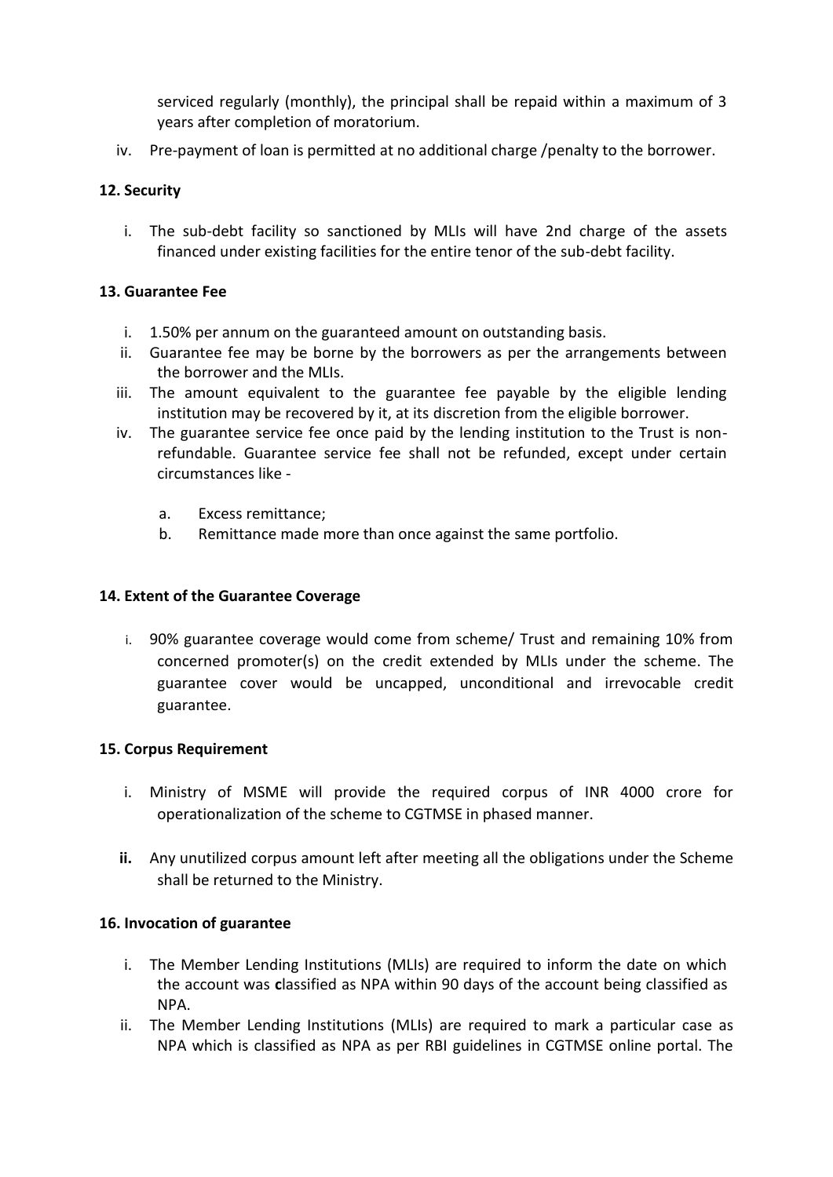serviced regularly (monthly), the principal shall be repaid within a maximum of 3 years after completion of moratorium.

iv. Pre-payment of loan is permitted at no additional charge /penalty to the borrower.

### 12. Security

i. The sub-debt facility so sanctioned by MLIs will have 2nd charge of the assets financed under existing facilities for the entire tenor of the sub-debt facility.

### 13. Guarantee Fee

i. 1.50% per annum on the guaranteed amount on outstanding basis.

ii. Guarantee fee may be borne by the borrowers as per the arrangements between the borrower and the MLIs.

iii. The amount equivalent to the guarantee fee payable by the eligible lending institution may be recovered by it, at its discretion from the eligible borrower.

iv. The guarantee service fee once paid by the lending institution to the Trust is non-refundable. Guarantee service fee shall not be refunded, except under certain circumstances like -

   a. Excess remittance;

   b. Remittance made more than once against the same portfolio.

### 14. Extent of the Guarantee Coverage

i. 90% guarantee coverage would come from scheme/ Trust and remaining 10% from concerned promoter(s) on the credit extended by MLIs under the scheme. The guarantee cover would be uncapped, unconditional and irrevocable credit guarantee.

### 15. Corpus Requirement

i. Ministry of MSME will provide the required corpus of INR 4000 crore for operationalization of the scheme to CGTMSE in phased manner.

**ii.** Any unutilized corpus amount left after meeting all the obligations under the Scheme shall be returned to the Ministry.

### 16. Invocation of guarantee

i. The Member Lending Institutions (MLIs) are required to inform the date on which the account was classified as NPA within 90 days of the account being classified as NPA.

ii. The Member Lending Institutions (MLIs) are required to mark a particular case as NPA which is classified as NPA as per RBI guidelines in CGTMSE online portal. The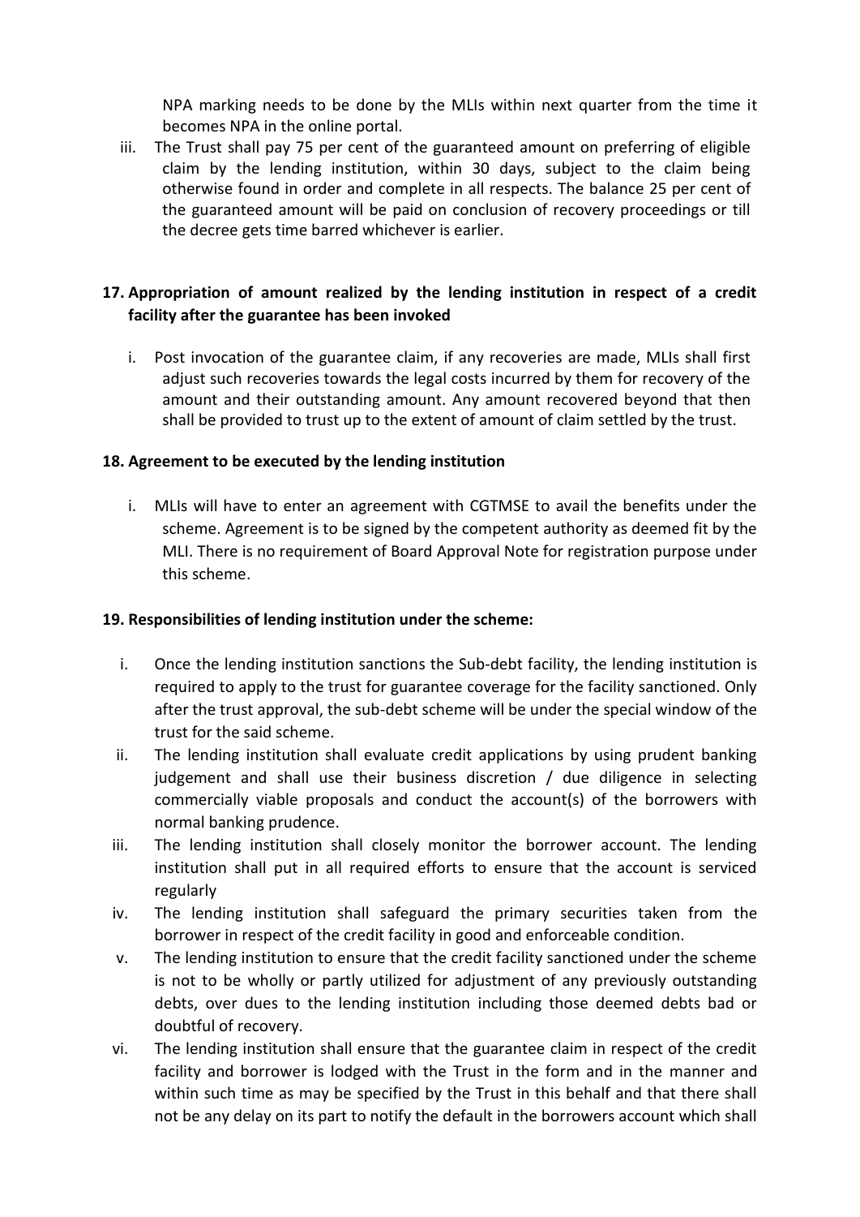NPA marking needs to be done by the MLIs within next quarter from the time it becomes NPA in the online portal.

iii. The Trust shall pay 75 per cent of the guaranteed amount on preferring of eligible claim by the lending institution, within 30 days, subject to the claim being otherwise found in order and complete in all respects. The balance 25 per cent of the guaranteed amount will be paid on conclusion of recovery proceedings or till the decree gets time barred whichever is earlier.

**17. Appropriation of amount realized by the lending institution in respect of a credit facility after the guarantee has been invoked**

i. Post invocation of the guarantee claim, if any recoveries are made, MLIs shall first adjust such recoveries towards the legal costs incurred by them for recovery of the amount and their outstanding amount. Any amount recovered beyond that then shall be provided to trust up to the extent of amount of claim settled by the trust.

**18. Agreement to be executed by the lending institution**

i. MLIs will have to enter an agreement with CGTMSE to avail the benefits under the scheme. Agreement is to be signed by the competent authority as deemed fit by the MLI. There is no requirement of Board Approval Note for registration purpose under this scheme.

**19. Responsibilities of lending institution under the scheme:**

i. Once the lending institution sanctions the Sub-debt facility, the lending institution is required to apply to the trust for guarantee coverage for the facility sanctioned. Only after the trust approval, the sub-debt scheme will be under the special window of the trust for the said scheme.

ii. The lending institution shall evaluate credit applications by using prudent banking judgement and shall use their business discretion / due diligence in selecting commercially viable proposals and conduct the account(s) of the borrowers with normal banking prudence.

iii. The lending institution shall closely monitor the borrower account. The lending institution shall put in all required efforts to ensure that the account is serviced regularly

iv. The lending institution shall safeguard the primary securities taken from the borrower in respect of the credit facility in good and enforceable condition.

v. The lending institution to ensure that the credit facility sanctioned under the scheme is not to be wholly or partly utilized for adjustment of any previously outstanding debts, over dues to the lending institution including those deemed debts bad or doubtful of recovery.

vi. The lending institution shall ensure that the guarantee claim in respect of the credit facility and borrower is lodged with the Trust in the form and in the manner and within such time as may be specified by the Trust in this behalf and that there shall not be any delay on its part to notify the default in the borrowers account which shall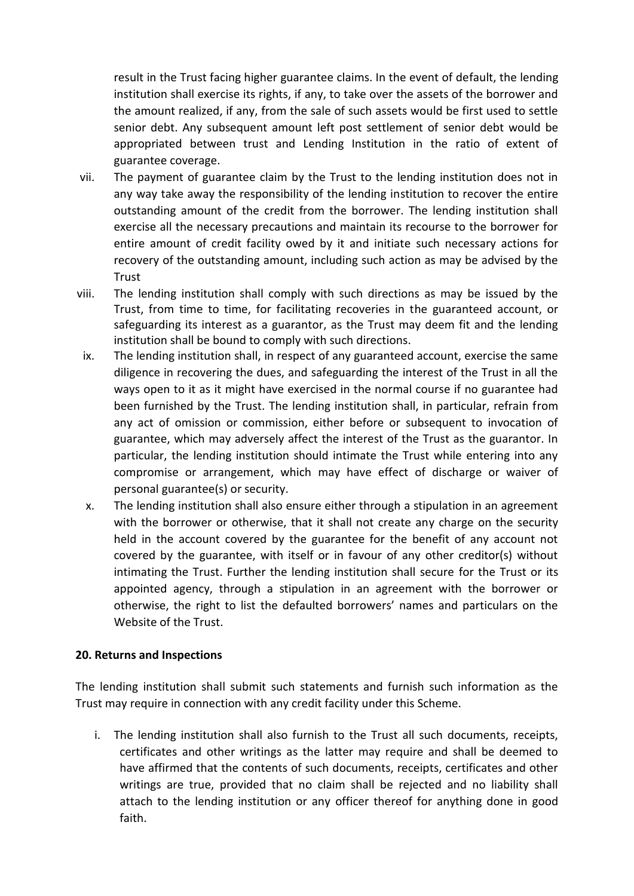result in the Trust facing higher guarantee claims. In the event of default, the lending institution shall exercise its rights, if any, to take over the assets of the borrower and the amount realized, if any, from the sale of such assets would be first used to settle senior debt. Any subsequent amount left post settlement of senior debt would be appropriated between trust and Lending Institution in the ratio of extent of guarantee coverage.

vii. The payment of guarantee claim by the Trust to the lending institution does not in any way take away the responsibility of the lending institution to recover the entire outstanding amount of the credit from the borrower. The lending institution shall exercise all the necessary precautions and maintain its recourse to the borrower for entire amount of credit facility owed by it and initiate such necessary actions for recovery of the outstanding amount, including such action as may be advised by the Trust

viii. The lending institution shall comply with such directions as may be issued by the Trust, from time to time, for facilitating recoveries in the guaranteed account, or safeguarding its interest as a guarantor, as the Trust may deem fit and the lending institution shall be bound to comply with such directions.

ix. The lending institution shall, in respect of any guaranteed account, exercise the same diligence in recovering the dues, and safeguarding the interest of the Trust in all the ways open to it as it might have exercised in the normal course if no guarantee had been furnished by the Trust. The lending institution shall, in particular, refrain from any act of omission or commission, either before or subsequent to invocation of guarantee, which may adversely affect the interest of the Trust as the guarantor. In particular, the lending institution should intimate the Trust while entering into any compromise or arrangement, which may have effect of discharge or waiver of personal guarantee(s) or security.

x. The lending institution shall also ensure either through a stipulation in an agreement with the borrower or otherwise, that it shall not create any charge on the security held in the account covered by the guarantee for the benefit of any account not covered by the guarantee, with itself or in favour of any other creditor(s) without intimating the Trust. Further the lending institution shall secure for the Trust or its appointed agency, through a stipulation in an agreement with the borrower or otherwise, the right to list the defaulted borrowers' names and particulars on the Website of the Trust.

**20. Returns and Inspections**

The lending institution shall submit such statements and furnish such information as the Trust may require in connection with any credit facility under this Scheme.

i. The lending institution shall also furnish to the Trust all such documents, receipts, certificates and other writings as the latter may require and shall be deemed to have affirmed that the contents of such documents, receipts, certificates and other writings are true, provided that no claim shall be rejected and no liability shall attach to the lending institution or any officer thereof for anything done in good faith.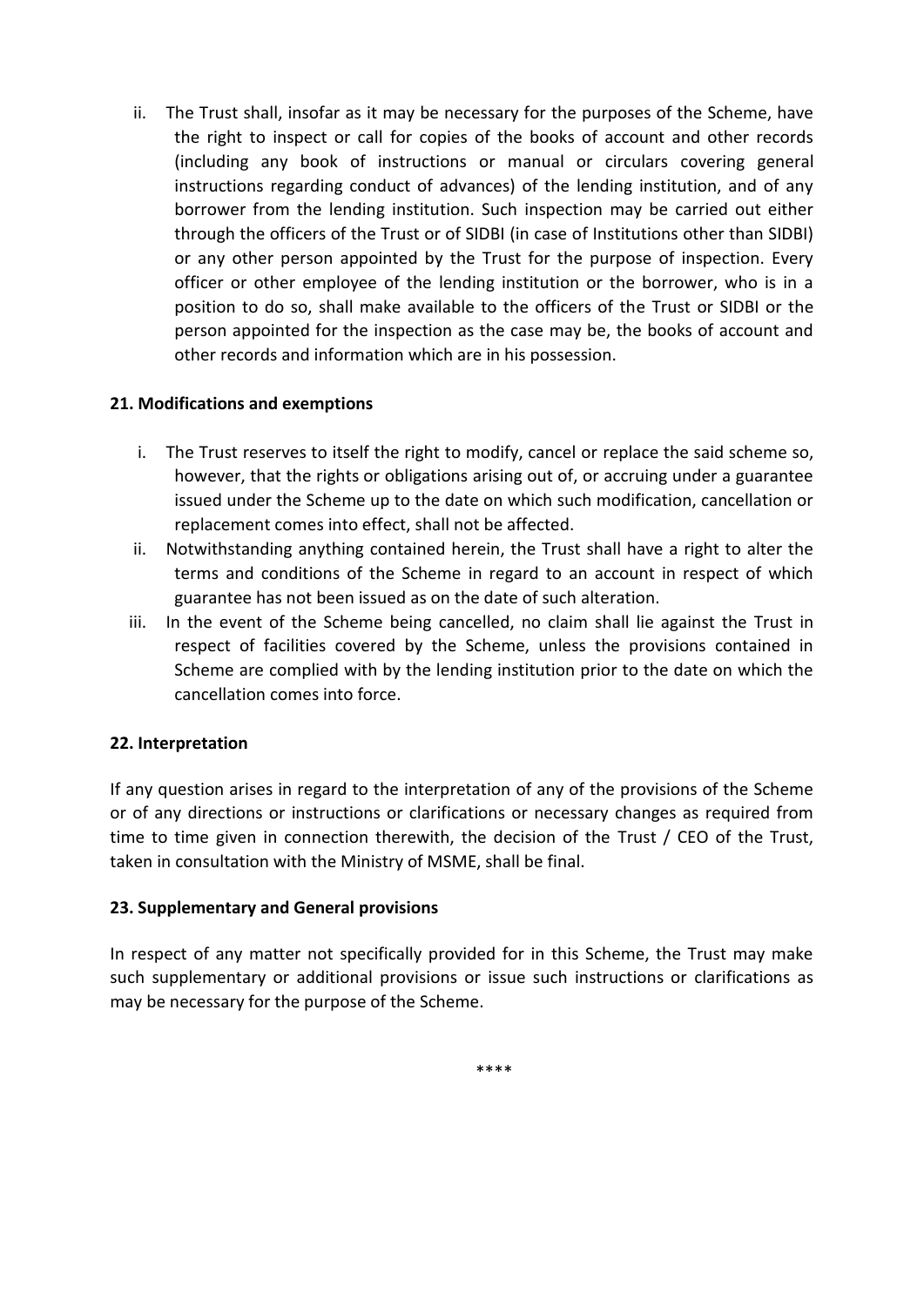ii. The Trust shall, insofar as it may be necessary for the purposes of the Scheme, have the right to inspect or call for copies of the books of account and other records (including any book of instructions or manual or circulars covering general instructions regarding conduct of advances) of the lending institution, and of any borrower from the lending institution. Such inspection may be carried out either through the officers of the Trust or of SIDBI (in case of Institutions other than SIDBI) or any other person appointed by the Trust for the purpose of inspection. Every officer or other employee of the lending institution or the borrower, who is in a position to do so, shall make available to the officers of the Trust or SIDBI or the person appointed for the inspection as the case may be, the books of account and other records and information which are in his possession.

**21. Modifications and exemptions**

i. The Trust reserves to itself the right to modify, cancel or replace the said scheme so, however, that the rights or obligations arising out of, or accruing under a guarantee issued under the Scheme up to the date on which such modification, cancellation or replacement comes into effect, shall not be affected.

ii. Notwithstanding anything contained herein, the Trust shall have a right to alter the terms and conditions of the Scheme in regard to an account in respect of which guarantee has not been issued as on the date of such alteration.

iii. In the event of the Scheme being cancelled, no claim shall lie against the Trust in respect of facilities covered by the Scheme, unless the provisions contained in Scheme are complied with by the lending institution prior to the date on which the cancellation comes into force.

**22. Interpretation**

If any question arises in regard to the interpretation of any of the provisions of the Scheme or of any directions or instructions or clarifications or necessary changes as required from time to time given in connection therewith, the decision of the Trust / CEO of the Trust, taken in consultation with the Ministry of MSME, shall be final.

**23. Supplementary and General provisions**

In respect of any matter not specifically provided for in this Scheme, the Trust may make such supplementary or additional provisions or issue such instructions or clarifications as may be necessary for the purpose of the Scheme.

****